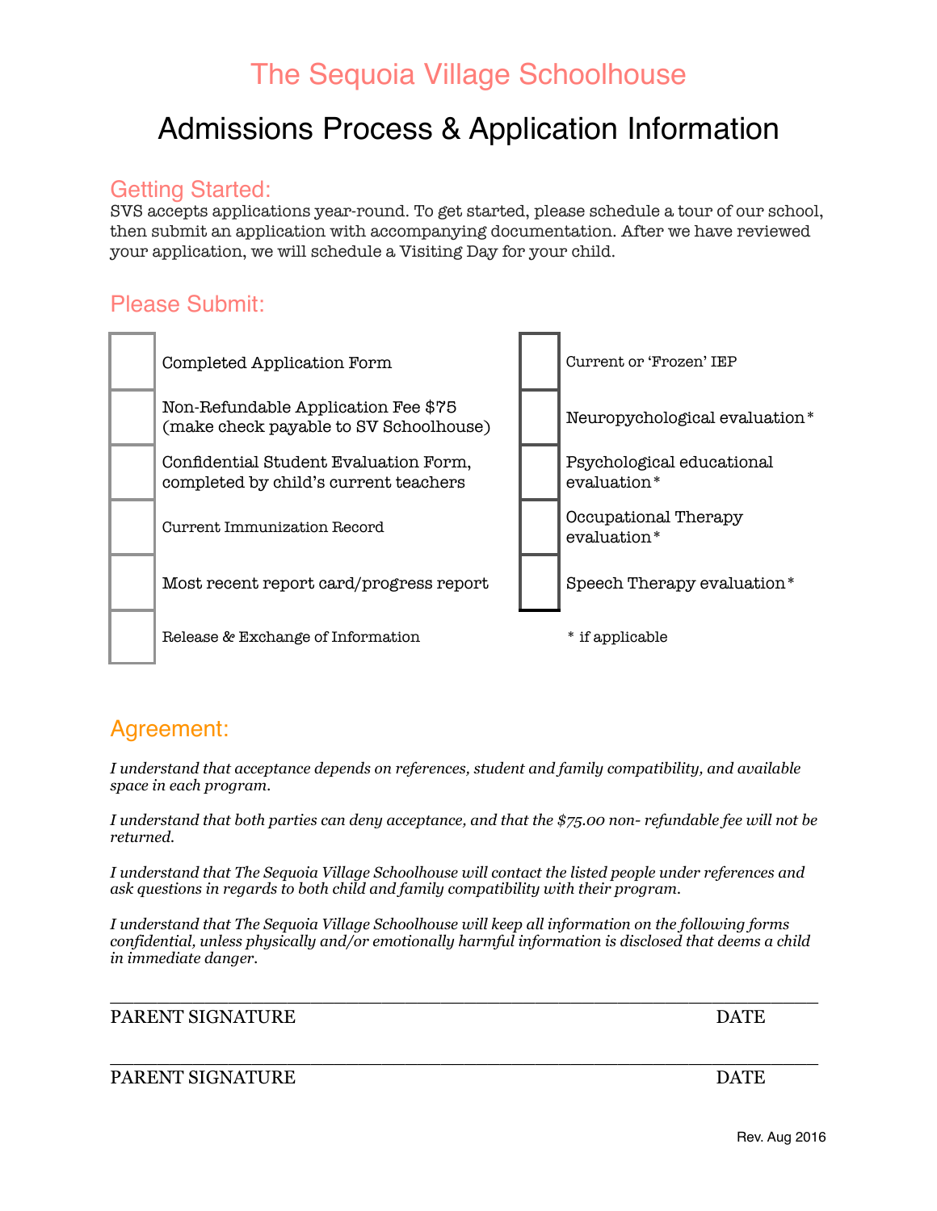# The Sequoia Village Schoolhouse

## Admissions Process & Application Information

### Getting Started:

SVS accepts applications year-round. To get started, please schedule a tour of our school, then submit an application with accompanying documentation. After we have reviewed your application, we will schedule a Visiting Day for your child.

### Please Submit:

- [ ] Completed Application Form
- [ ] Non-Refundable Application Fee $75 (make check payable to SV Schoolhouse)
- [ ] Confidential Student Evaluation Form, completed by child's current teachers
- [ ] Current Immunization Record
- [ ] Most recent report card/progress report
- [ ] Release & Exchange of Information
- [ ] Current or 'Frozen' IEP
- [ ] Neuropsychological evaluation*
- [ ] Psychological educational evaluation*
- [ ] Occupational Therapy evaluation*
- [ ] Speech Therapy evaluation*

\* if applicable

### Agreement:

*I understand that acceptance depends on references, student and family compatibility, and available space in each program.*

*I understand that both parties can deny acceptance, and that the $75.00 non- refundable fee will not be returned.*

*I understand that The Sequoia Village Schoolhouse will contact the listed people under references and ask questions in regards to both child and family compatibility with their program.*

*I understand that The Sequoia Village Schoolhouse will keep all information on the following forms confidential, unless physically and/or emotionally harmful information is disclosed that deems a child in immediate danger.*

______________________________________________________________

PARENT SIGNATURE DATE

______________________________________________________________

PARENT SIGNATURE DATE

Rev. Aug 2016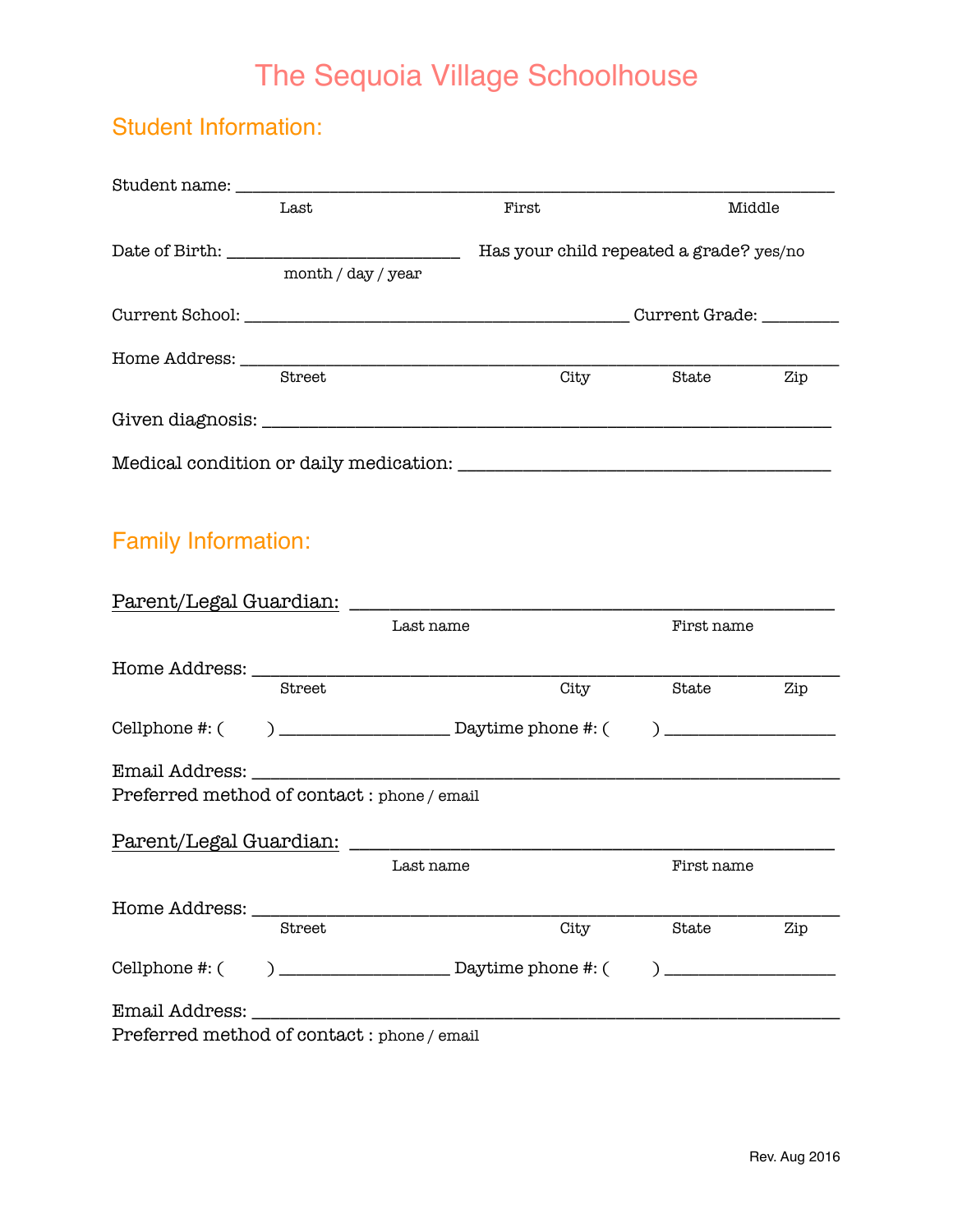# The Sequoia Village Schoolhouse

## Student Information:

Student name: ___________________________________________________________

Last First Middle

Date of Birth: ______________________ Has your child repeated a grade? yes/no

month / day / year

Current School: ____________________________________ Current Grade: ________

Home Address: ___________________________________________________________

Street City State Zip

Given diagnosis: _________________________________________________________

Medical condition or daily medication: ___________________________________

## Family Information:

Parent/Legal Guardian: ___________________________________________

Last name First name

Home Address: ___________________________________________________________

Street City State Zip

Cellphone #: (        ) _______________ Daytime phone #: (        ) _______________

Email Address: ___________________________________________________________

Preferred method of contact : phone / email

Parent/Legal Guardian: ___________________________________________

Last name First name

Home Address: ___________________________________________________________

Street City State Zip

Cellphone #: (        ) _______________ Daytime phone #: (        ) _______________

Email Address: ___________________________________________________________

Preferred method of contact : phone / email

Rev. Aug 2016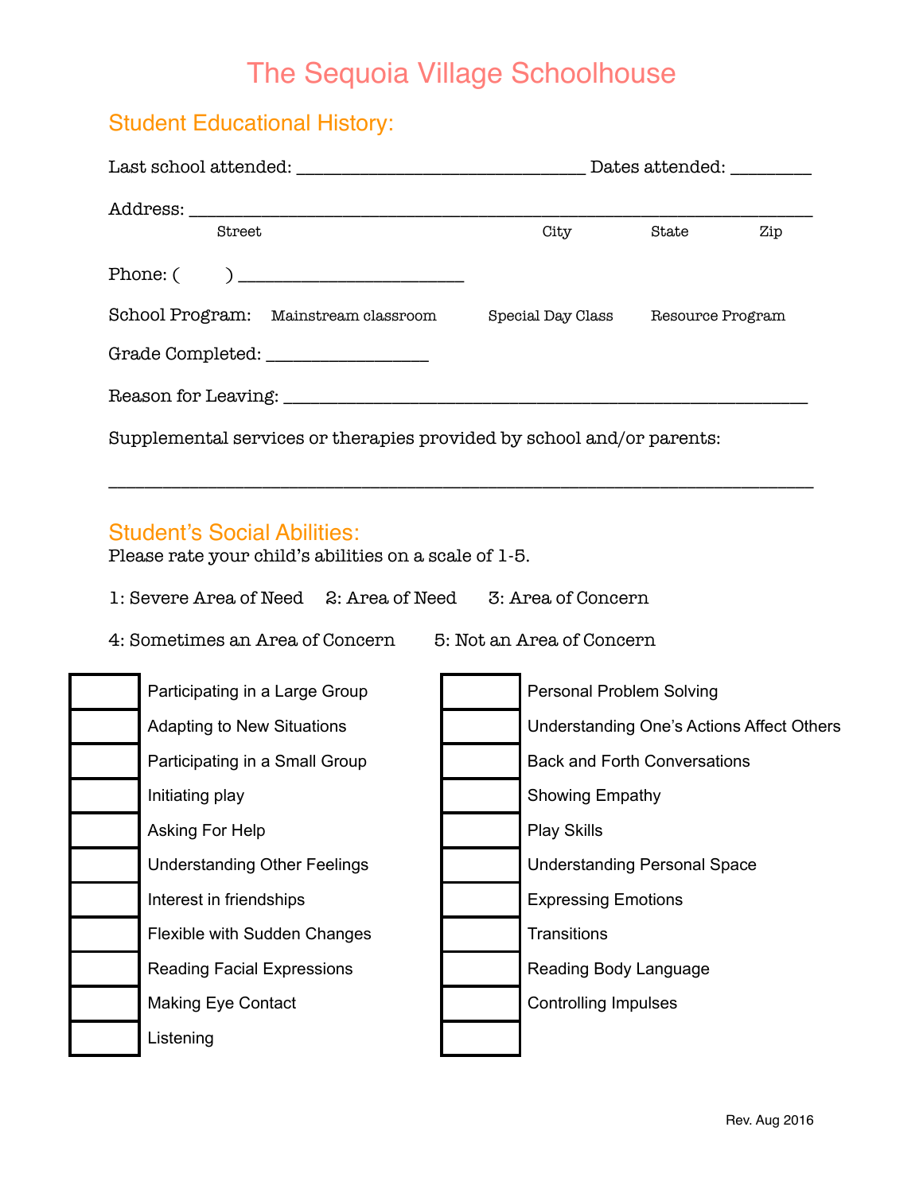# The Sequoia Village Schoolhouse

## Student Educational History:

Last school attended: ______________________________ Dates attended: ________

Address: ______________________________________________________________
Street                                        City           State          Zip

Phone: (        ) ______________________

School Program:   Mainstream classroom     Special Day Class     Resource Program

Grade Completed: ________________

Reason for Leaving: _____________________________________________________

Supplemental services or therapies provided by school and/or parents:

__________________________________________________________________________

## Student's Social Abilities:

Please rate your child's abilities on a scale of 1-5.

1: Severe Area of Need    2: Area of Need    3: Area of Concern

4: Sometimes an Area of Concern    5: Not an Area of Concern

| Rating | Ability | Rating | Ability |
|---|---|---|---|
| | Participating in a Large Group | | Personal Problem Solving |
| | Adapting to New Situations | | Understanding One's Actions Affect Others |
| | Participating in a Small Group | | Back and Forth Conversations |
| | Initiating play | | Showing Empathy |
| | Asking For Help | | Play Skills |
| | Understanding Other Feelings | | Understanding Personal Space |
| | Interest in friendships | | Expressing Emotions |
| | Flexible with Sudden Changes | | Transitions |
| | Reading Facial Expressions | | Reading Body Language |
| | Making Eye Contact | | Controlling Impulses |
| | Listening | | |

Rev. Aug 2016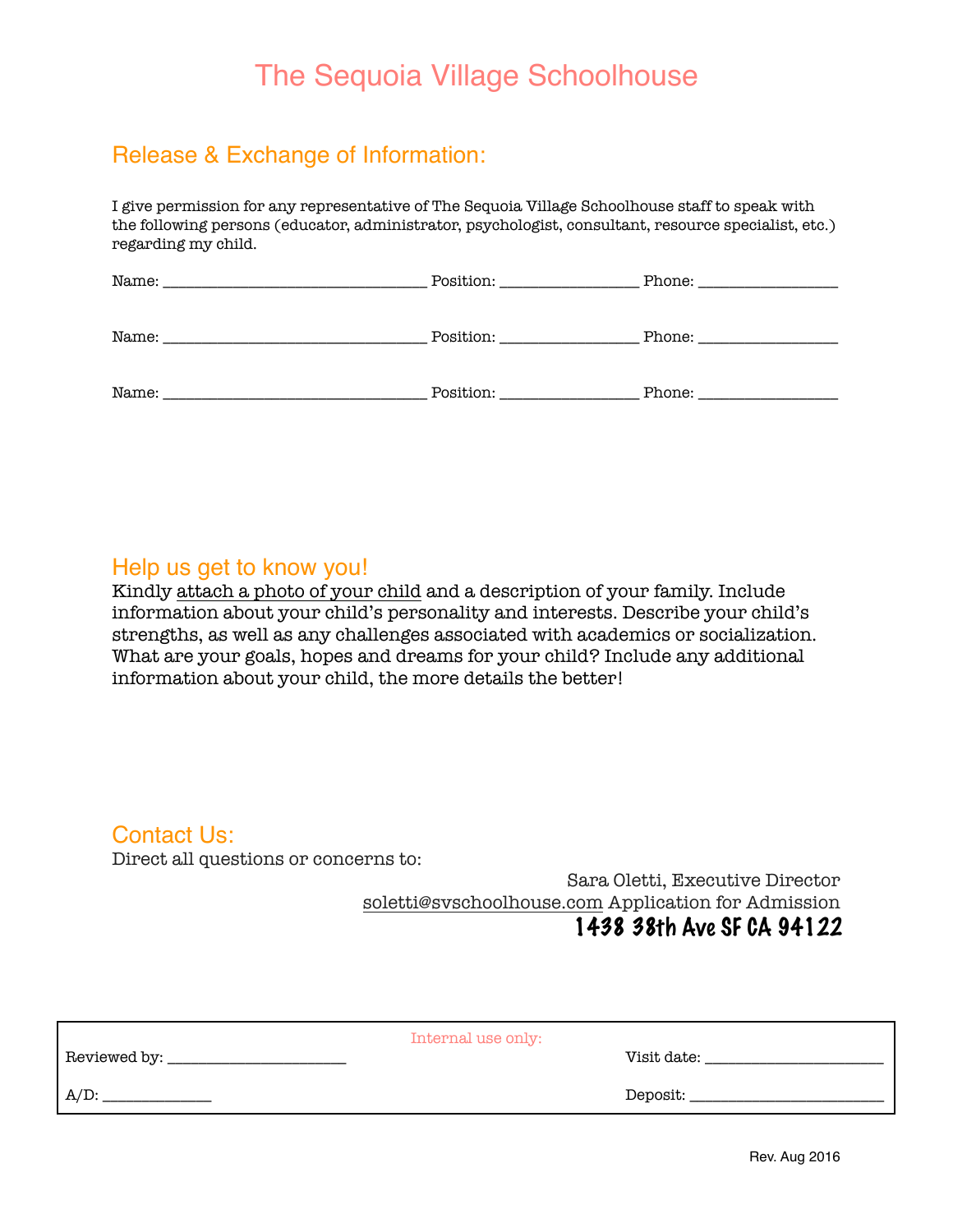# The Sequoia Village Schoolhouse

## Release & Exchange of Information:

I give permission for any representative of The Sequoia Village Schoolhouse staff to speak with the following persons (educator, administrator, psychologist, consultant, resource specialist, etc.) regarding my child.

Name: ______________________________ Position: ________________ Phone: ________________

Name: ______________________________ Position: ________________ Phone: ________________

Name: ______________________________ Position: ________________ Phone: ________________

## Help us get to know you!

Kindly attach a photo of your child and a description of your family. Include information about your child's personality and interests. Describe your child's strengths, as well as any challenges associated with academics or socialization. What are your goals, hopes and dreams for your child? Include any additional information about your child, the more details the better!

## Contact Us:

Direct all questions or concerns to:

Sara Oletti, Executive Director
soletti@svschoolhouse.com Application for Admission
**1438 38th Ave SF CA 94122**

Internal use only:

Reviewed by: _____________________ Visit date: _____________________

A/D: ____________ Deposit: ______________________

Rev. Aug 2016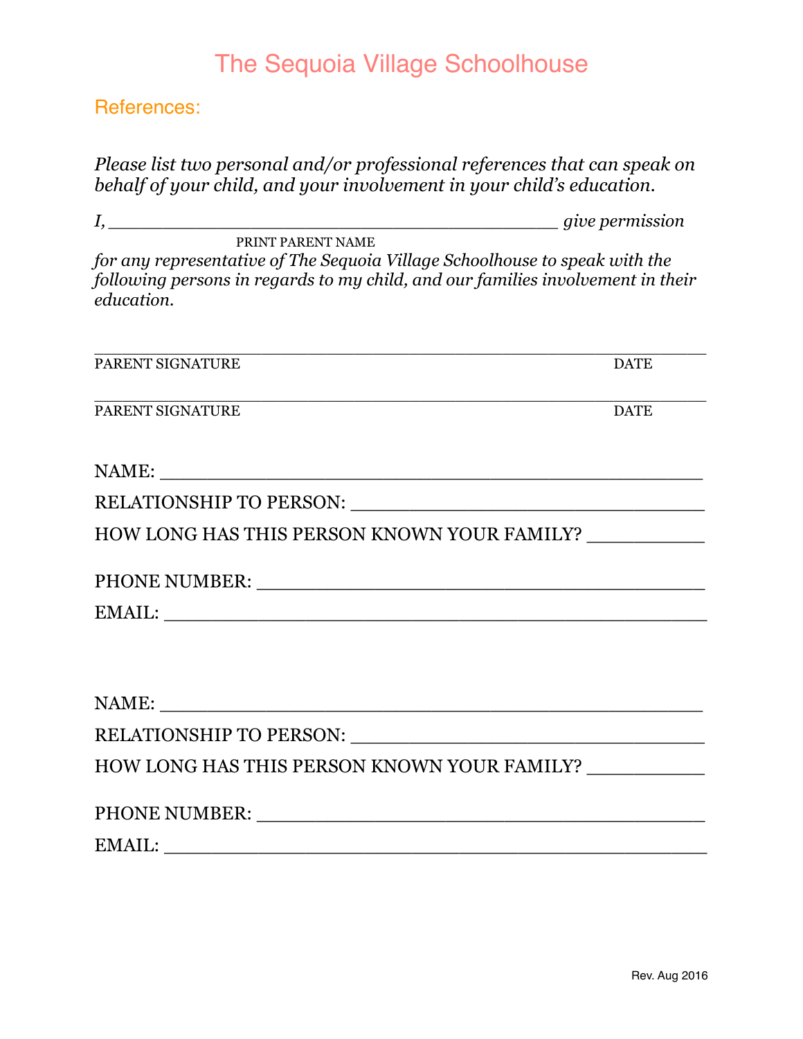# The Sequoia Village Schoolhouse

## References:

*Please list two personal and/or professional references that can speak on behalf of your child, and your involvement in your child's education.*

*I,* \_\_\_\_\_\_\_\_\_\_\_\_\_\_\_\_\_\_\_\_\_\_\_\_\_\_\_\_\_\_\_\_\_\_\_\_\_\_\_\_\_\_ *give permission*

PRINT PARENT NAME

*for any representative of The Sequoia Village Schoolhouse to speak with the following persons in regards to my child, and our families involvement in their education.*

\_\_\_\_\_\_\_\_\_\_\_\_\_\_\_\_\_\_\_\_\_\_\_\_\_\_\_\_\_\_\_\_\_\_\_\_\_\_\_\_\_\_\_\_\_\_\_\_\_\_\_\_\_\_\_\_

PARENT SIGNATURE DATE

\_\_\_\_\_\_\_\_\_\_\_\_\_\_\_\_\_\_\_\_\_\_\_\_\_\_\_\_\_\_\_\_\_\_\_\_\_\_\_\_\_\_\_\_\_\_\_\_\_\_\_\_\_\_\_\_

PARENT SIGNATURE DATE

NAME: \_\_\_\_\_\_\_\_\_\_\_\_\_\_\_\_\_\_\_\_\_\_\_\_\_\_\_\_\_\_\_\_\_\_\_\_\_\_\_\_\_\_\_\_\_\_\_\_

RELATIONSHIP TO PERSON: \_\_\_\_\_\_\_\_\_\_\_\_\_\_\_\_\_\_\_\_\_\_\_\_\_\_\_\_\_\_\_\_

HOW LONG HAS THIS PERSON KNOWN YOUR FAMILY? \_\_\_\_\_\_\_\_\_\_\_

PHONE NUMBER: \_\_\_\_\_\_\_\_\_\_\_\_\_\_\_\_\_\_\_\_\_\_\_\_\_\_\_\_\_\_\_\_\_\_\_\_\_\_\_\_\_

EMAIL: \_\_\_\_\_\_\_\_\_\_\_\_\_\_\_\_\_\_\_\_\_\_\_\_\_\_\_\_\_\_\_\_\_\_\_\_\_\_\_\_\_\_\_\_\_\_\_\_

NAME: \_\_\_\_\_\_\_\_\_\_\_\_\_\_\_\_\_\_\_\_\_\_\_\_\_\_\_\_\_\_\_\_\_\_\_\_\_\_\_\_\_\_\_\_\_\_\_\_

RELATIONSHIP TO PERSON: \_\_\_\_\_\_\_\_\_\_\_\_\_\_\_\_\_\_\_\_\_\_\_\_\_\_\_\_\_\_\_\_

HOW LONG HAS THIS PERSON KNOWN YOUR FAMILY? \_\_\_\_\_\_\_\_\_\_\_

PHONE NUMBER: \_\_\_\_\_\_\_\_\_\_\_\_\_\_\_\_\_\_\_\_\_\_\_\_\_\_\_\_\_\_\_\_\_\_\_\_\_\_\_\_\_

EMAIL: \_\_\_\_\_\_\_\_\_\_\_\_\_\_\_\_\_\_\_\_\_\_\_\_\_\_\_\_\_\_\_\_\_\_\_\_\_\_\_\_\_\_\_\_\_\_\_\_

Rev. Aug 2016